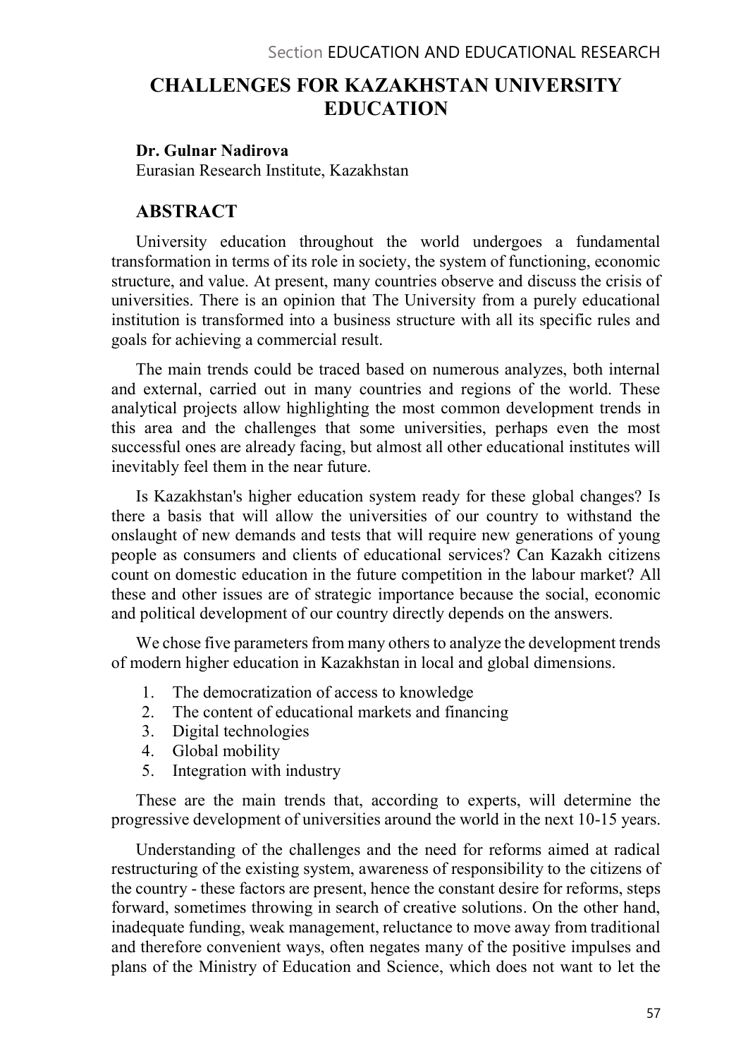# CHALLENGES FOR KAZAKHSTAN UNIVERSITY EDUCATION

**Dr. Gulnar Nadirova**

Eurasian Research Institute, Kazakhstan

## ABSTRACT

University education throughout the world undergoes a fundamental transformation in terms of its role in society, the system of functioning, economic structure, and value. At present, many countries observe and discuss the crisis of universities. There is an opinion that The University from a purely educational institution is transformed into a business structure with all its specific rules and goals for achieving a commercial result.

The main trends could be traced based on numerous analyzes, both internal and external, carried out in many countries and regions of the world. These analytical projects allow highlighting the most common development trends in this area and the challenges that some universities, perhaps even the most successful ones are already facing, but almost all other educational institutes will inevitably feel them in the near future.

Is Kazakhstan's higher education system ready for these global changes? Is there a basis that will allow the universities of our country to withstand the onslaught of new demands and tests that will require new generations of young people as consumers and clients of educational services? Can Kazakh citizens count on domestic education in the future competition in the labour market? All these and other issues are of strategic importance because the social, economic and political development of our country directly depends on the answers.

We chose five parameters from many others to analyze the development trends of modern higher education in Kazakhstan in local and global dimensions.

1. The democratization of access to knowledge
2. The content of educational markets and financing
3. Digital technologies
4. Global mobility
5. Integration with industry

These are the main trends that, according to experts, will determine the progressive development of universities around the world in the next 10-15 years.

Understanding of the challenges and the need for reforms aimed at radical restructuring of the existing system, awareness of responsibility to the citizens of the country - these factors are present, hence the constant desire for reforms, steps forward, sometimes throwing in search of creative solutions. On the other hand, inadequate funding, weak management, reluctance to move away from traditional and therefore convenient ways, often negates many of the positive impulses and plans of the Ministry of Education and Science, which does not want to let the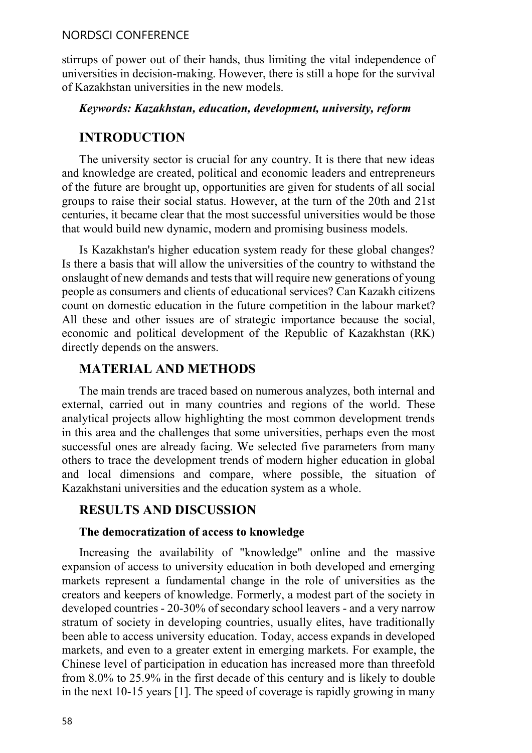stirrups of power out of their hands, thus limiting the vital independence of universities in decision-making. However, there is still a hope for the survival of Kazakhstan universities in the new models.

***Keywords: Kazakhstan, education, development, university, reform***

## INTRODUCTION

The university sector is crucial for any country. It is there that new ideas and knowledge are created, political and economic leaders and entrepreneurs of the future are brought up, opportunities are given for students of all social groups to raise their social status. However, at the turn of the 20th and 21st centuries, it became clear that the most successful universities would be those that would build new dynamic, modern and promising business models.

Is Kazakhstan's higher education system ready for these global changes? Is there a basis that will allow the universities of the country to withstand the onslaught of new demands and tests that will require new generations of young people as consumers and clients of educational services? Can Kazakh citizens count on domestic education in the future competition in the labour market? All these and other issues are of strategic importance because the social, economic and political development of the Republic of Kazakhstan (RK) directly depends on the answers.

## MATERIAL AND METHODS

The main trends are traced based on numerous analyzes, both internal and external, carried out in many countries and regions of the world. These analytical projects allow highlighting the most common development trends in this area and the challenges that some universities, perhaps even the most successful ones are already facing. We selected five parameters from many others to trace the development trends of modern higher education in global and local dimensions and compare, where possible, the situation of Kazakhstani universities and the education system as a whole.

## RESULTS AND DISCUSSION

### The democratization of access to knowledge

Increasing the availability of "knowledge" online and the massive expansion of access to university education in both developed and emerging markets represent a fundamental change in the role of universities as the creators and keepers of knowledge. Formerly, a modest part of the society in developed countries - 20-30% of secondary school leavers - and a very narrow stratum of society in developing countries, usually elites, have traditionally been able to access university education. Today, access expands in developed markets, and even to a greater extent in emerging markets. For example, the Chinese level of participation in education has increased more than threefold from 8.0% to 25.9% in the first decade of this century and is likely to double in the next 10-15 years [1]. The speed of coverage is rapidly growing in many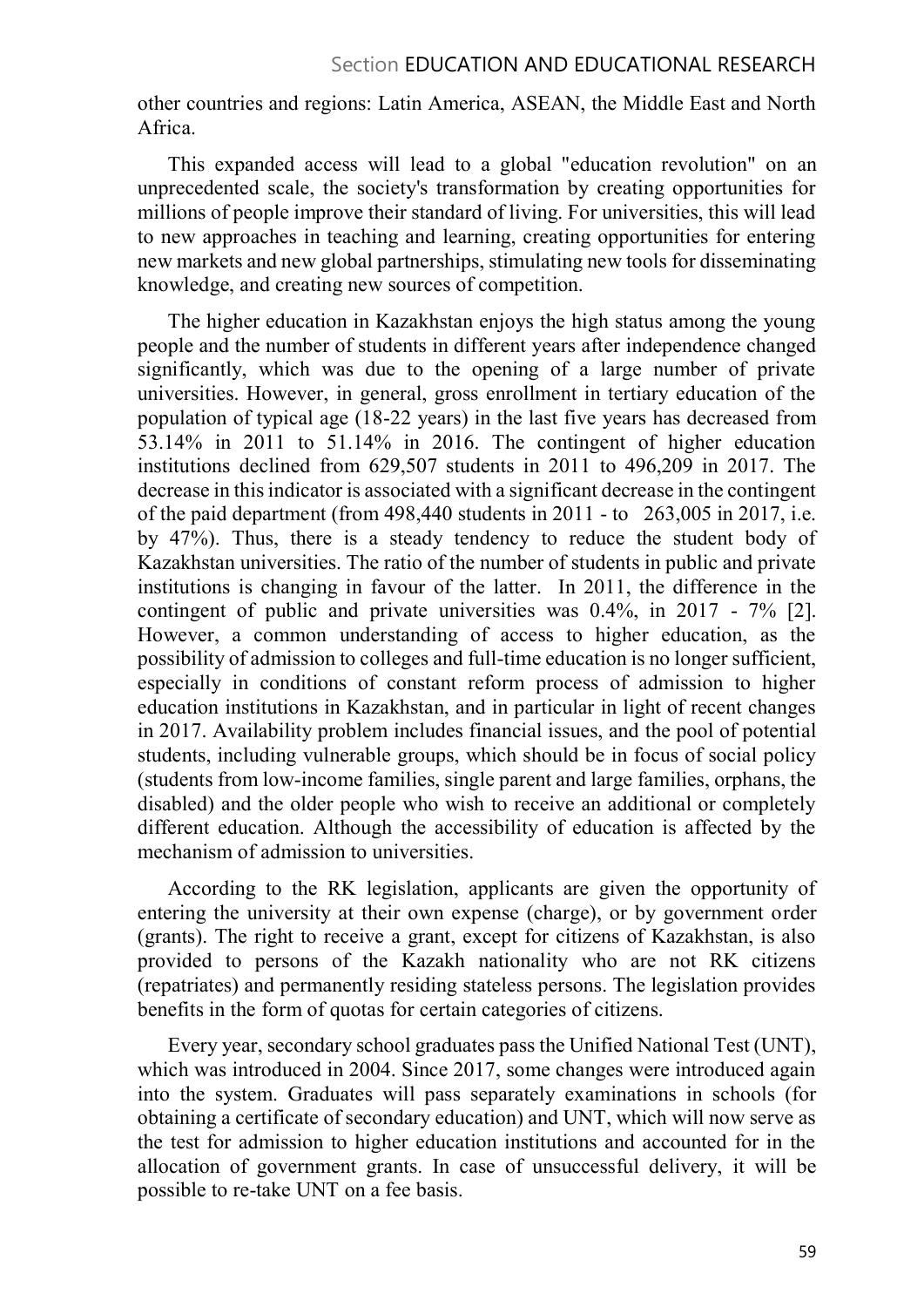other countries and regions: Latin America, ASEAN, the Middle East and North Africa.

This expanded access will lead to a global "education revolution" on an unprecedented scale, the society's transformation by creating opportunities for millions of people improve their standard of living. For universities, this will lead to new approaches in teaching and learning, creating opportunities for entering new markets and new global partnerships, stimulating new tools for disseminating knowledge, and creating new sources of competition.

The higher education in Kazakhstan enjoys the high status among the young people and the number of students in different years after independence changed significantly, which was due to the opening of a large number of private universities. However, in general, gross enrollment in tertiary education of the population of typical age (18-22 years) in the last five years has decreased from 53.14% in 2011 to 51.14% in 2016. The contingent of higher education institutions declined from 629,507 students in 2011 to 496,209 in 2017. The decrease in this indicator is associated with a significant decrease in the contingent of the paid department (from 498,440 students in 2011 - to 263,005 in 2017, i.e. by 47%). Thus, there is a steady tendency to reduce the student body of Kazakhstan universities. The ratio of the number of students in public and private institutions is changing in favour of the latter. In 2011, the difference in the contingent of public and private universities was 0.4%, in 2017 - 7% [2]. However, a common understanding of access to higher education, as the possibility of admission to colleges and full-time education is no longer sufficient, especially in conditions of constant reform process of admission to higher education institutions in Kazakhstan, and in particular in light of recent changes in 2017. Availability problem includes financial issues, and the pool of potential students, including vulnerable groups, which should be in focus of social policy (students from low-income families, single parent and large families, orphans, the disabled) and the older people who wish to receive an additional or completely different education. Although the accessibility of education is affected by the mechanism of admission to universities.

According to the RK legislation, applicants are given the opportunity of entering the university at their own expense (charge), or by government order (grants). The right to receive a grant, except for citizens of Kazakhstan, is also provided to persons of the Kazakh nationality who are not RK citizens (repatriates) and permanently residing stateless persons. The legislation provides benefits in the form of quotas for certain categories of citizens.

Every year, secondary school graduates pass the Unified National Test (UNT), which was introduced in 2004. Since 2017, some changes were introduced again into the system. Graduates will pass separately examinations in schools (for obtaining a certificate of secondary education) and UNT, which will now serve as the test for admission to higher education institutions and accounted for in the allocation of government grants. In case of unsuccessful delivery, it will be possible to re-take UNT on a fee basis.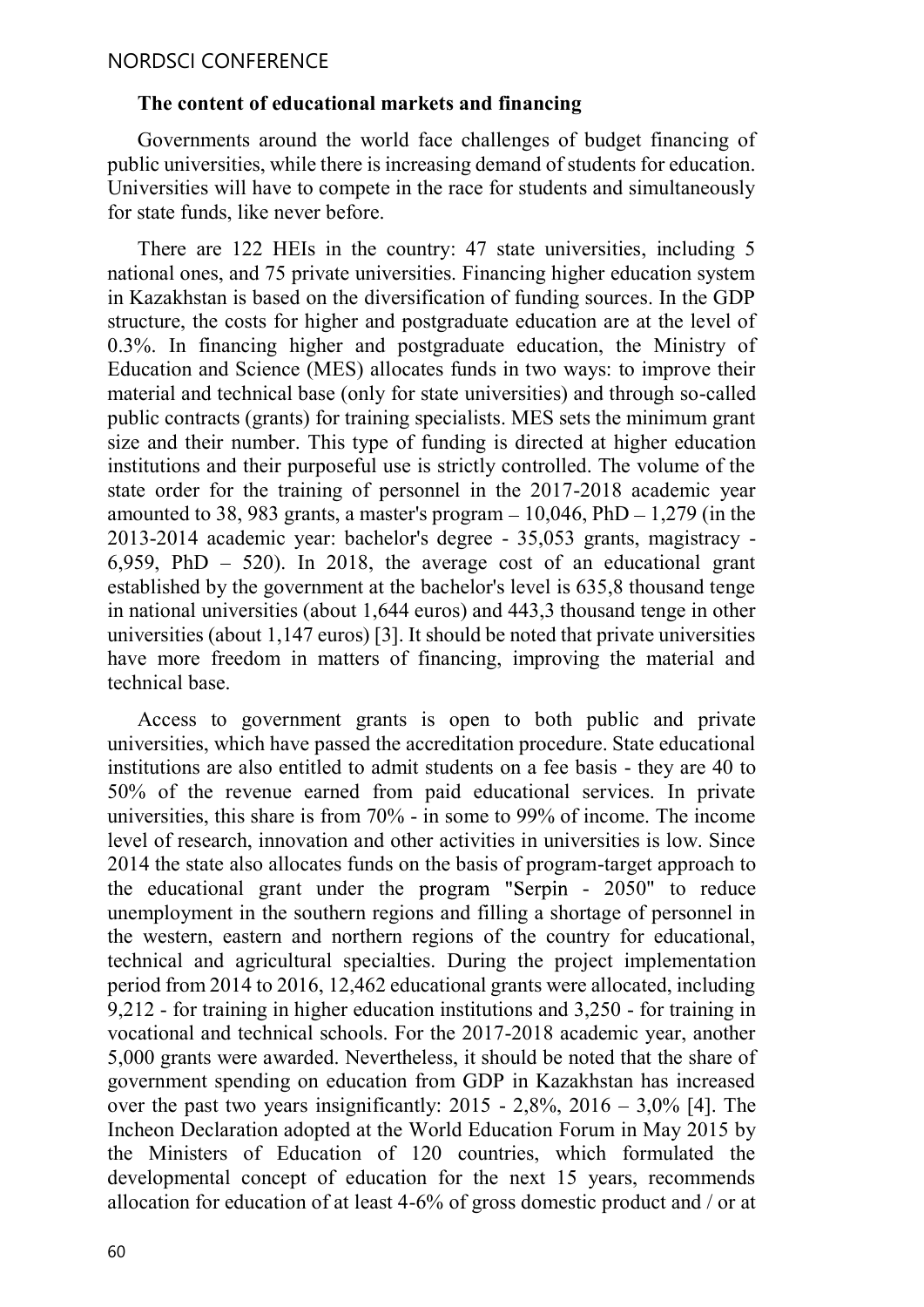**The content of educational markets and financing**

Governments around the world face challenges of budget financing of public universities, while there is increasing demand of students for education. Universities will have to compete in the race for students and simultaneously for state funds, like never before.

There are 122 HEIs in the country: 47 state universities, including 5 national ones, and 75 private universities. Financing higher education system in Kazakhstan is based on the diversification of funding sources. In the GDP structure, the costs for higher and postgraduate education are at the level of 0.3%. In financing higher and postgraduate education, the Ministry of Education and Science (MES) allocates funds in two ways: to improve their material and technical base (only for state universities) and through so-called public contracts (grants) for training specialists. MES sets the minimum grant size and their number. This type of funding is directed at higher education institutions and their purposeful use is strictly controlled. The volume of the state order for the training of personnel in the 2017-2018 academic year amounted to 38, 983 grants, a master's program – 10,046, PhD – 1,279 (in the 2013-2014 academic year: bachelor's degree - 35,053 grants, magistracy - 6,959, PhD – 520). In 2018, the average cost of an educational grant established by the government at the bachelor's level is 635,8 thousand tenge in national universities (about 1,644 euros) and 443,3 thousand tenge in other universities (about 1,147 euros) [3]. It should be noted that private universities have more freedom in matters of financing, improving the material and technical base.

Access to government grants is open to both public and private universities, which have passed the accreditation procedure. State educational institutions are also entitled to admit students on a fee basis - they are 40 to 50% of the revenue earned from paid educational services. In private universities, this share is from 70% - in some to 99% of income. The income level of research, innovation and other activities in universities is low. Since 2014 the state also allocates funds on the basis of program-target approach to the educational grant under the program "Serpin - 2050" to reduce unemployment in the southern regions and filling a shortage of personnel in the western, eastern and northern regions of the country for educational, technical and agricultural specialties. During the project implementation period from 2014 to 2016, 12,462 educational grants were allocated, including 9,212 - for training in higher education institutions and 3,250 - for training in vocational and technical schools. For the 2017-2018 academic year, another 5,000 grants were awarded. Nevertheless, it should be noted that the share of government spending on education from GDP in Kazakhstan has increased over the past two years insignificantly: 2015 - 2,8%, 2016 – 3,0% [4]. The Incheon Declaration adopted at the World Education Forum in May 2015 by the Ministers of Education of 120 countries, which formulated the developmental concept of education for the next 15 years, recommends allocation for education of at least 4-6% of gross domestic product and / or at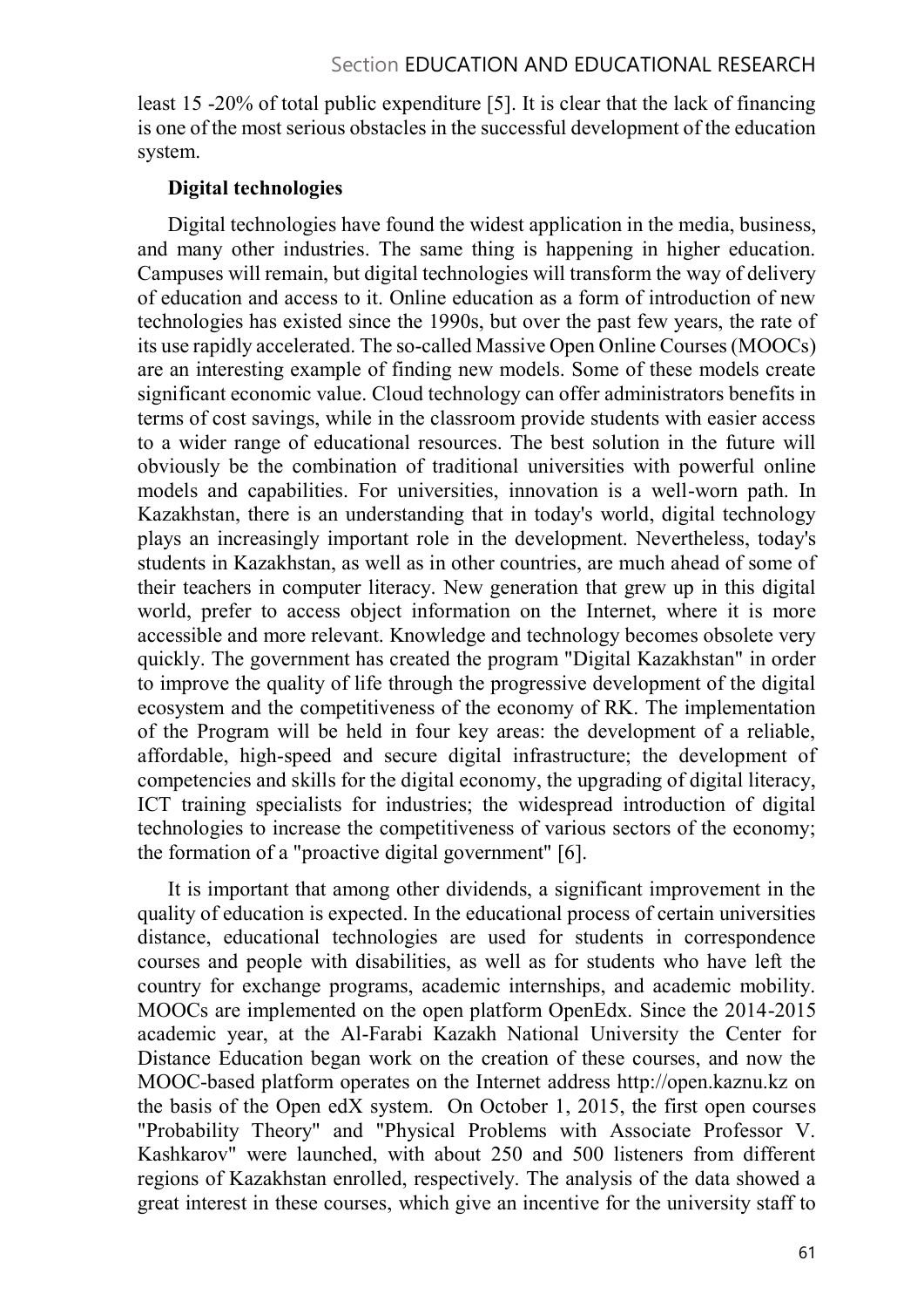least 15 -20% of total public expenditure [5]. It is clear that the lack of financing is one of the most serious obstacles in the successful development of the education system.

**Digital technologies**

Digital technologies have found the widest application in the media, business, and many other industries. The same thing is happening in higher education. Campuses will remain, but digital technologies will transform the way of delivery of education and access to it. Online education as a form of introduction of new technologies has existed since the 1990s, but over the past few years, the rate of its use rapidly accelerated. The so-called Massive Open Online Courses (MOOCs) are an interesting example of finding new models. Some of these models create significant economic value. Cloud technology can offer administrators benefits in terms of cost savings, while in the classroom provide students with easier access to a wider range of educational resources. The best solution in the future will obviously be the combination of traditional universities with powerful online models and capabilities. For universities, innovation is a well-worn path. In Kazakhstan, there is an understanding that in today's world, digital technology plays an increasingly important role in the development. Nevertheless, today's students in Kazakhstan, as well as in other countries, are much ahead of some of their teachers in computer literacy. New generation that grew up in this digital world, prefer to access object information on the Internet, where it is more accessible and more relevant. Knowledge and technology becomes obsolete very quickly. The government has created the program "Digital Kazakhstan" in order to improve the quality of life through the progressive development of the digital ecosystem and the competitiveness of the economy of RK. The implementation of the Program will be held in four key areas: the development of a reliable, affordable, high-speed and secure digital infrastructure; the development of competencies and skills for the digital economy, the upgrading of digital literacy, ICT training specialists for industries; the widespread introduction of digital technologies to increase the competitiveness of various sectors of the economy; the formation of a "proactive digital government" [6].

It is important that among other dividends, a significant improvement in the quality of education is expected. In the educational process of certain universities distance, educational technologies are used for students in correspondence courses and people with disabilities, as well as for students who have left the country for exchange programs, academic internships, and academic mobility. MOOCs are implemented on the open platform OpenEdx. Since the 2014-2015 academic year, at the Al-Farabi Kazakh National University the Center for Distance Education began work on the creation of these courses, and now the MOOC-based platform operates on the Internet address http://open.kaznu.kz on the basis of the Open edX system. On October 1, 2015, the first open courses "Probability Theory" and "Physical Problems with Associate Professor V. Kashkarov" were launched, with about 250 and 500 listeners from different regions of Kazakhstan enrolled, respectively. The analysis of the data showed a great interest in these courses, which give an incentive for the university staff to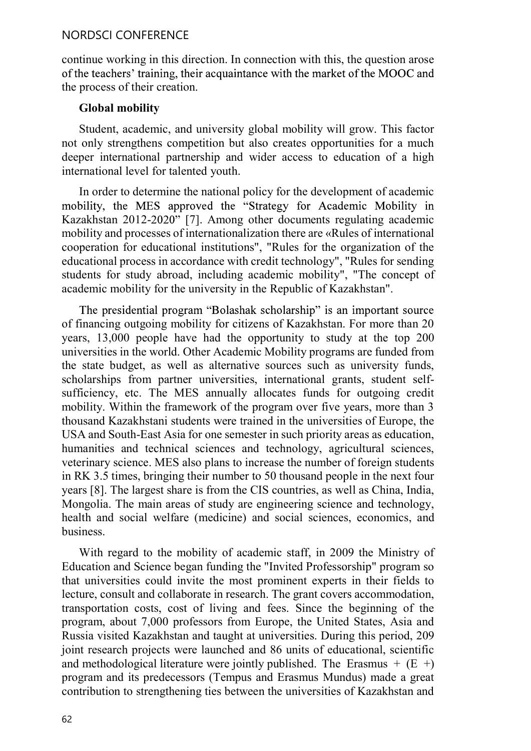continue working in this direction. In connection with this, the question arose of the teachers' training, their acquaintance with the market of the MOOC and the process of their creation.

**Global mobility**

Student, academic, and university global mobility will grow. This factor not only strengthens competition but also creates opportunities for a much deeper international partnership and wider access to education of a high international level for talented youth.

In order to determine the national policy for the development of academic mobility, the MES approved the "Strategy for Academic Mobility in Kazakhstan 2012-2020" [7]. Among other documents regulating academic mobility and processes of internationalization there are «Rules of international cooperation for educational institutions", "Rules for the organization of the educational process in accordance with credit technology", "Rules for sending students for study abroad, including academic mobility", "The concept of academic mobility for the university in the Republic of Kazakhstan".

The presidential program "Bolashak scholarship" is an important source of financing outgoing mobility for citizens of Kazakhstan. For more than 20 years, 13,000 people have had the opportunity to study at the top 200 universities in the world. Other Academic Mobility programs are funded from the state budget, as well as alternative sources such as university funds, scholarships from partner universities, international grants, student self-sufficiency, etc. The MES annually allocates funds for outgoing credit mobility. Within the framework of the program over five years, more than 3 thousand Kazakhstani students were trained in the universities of Europe, the USA and South-East Asia for one semester in such priority areas as education, humanities and technical sciences and technology, agricultural sciences, veterinary science. MES also plans to increase the number of foreign students in RK 3.5 times, bringing their number to 50 thousand people in the next four years [8]. The largest share is from the CIS countries, as well as China, India, Mongolia. The main areas of study are engineering science and technology, health and social welfare (medicine) and social sciences, economics, and business.

With regard to the mobility of academic staff, in 2009 the Ministry of Education and Science began funding the "Invited Professorship" program so that universities could invite the most prominent experts in their fields to lecture, consult and collaborate in research. The grant covers accommodation, transportation costs, cost of living and fees. Since the beginning of the program, about 7,000 professors from Europe, the United States, Asia and Russia visited Kazakhstan and taught at universities. During this period, 209 joint research projects were launched and 86 units of educational, scientific and methodological literature were jointly published. The Erasmus + (E +) program and its predecessors (Tempus and Erasmus Mundus) made a great contribution to strengthening ties between the universities of Kazakhstan and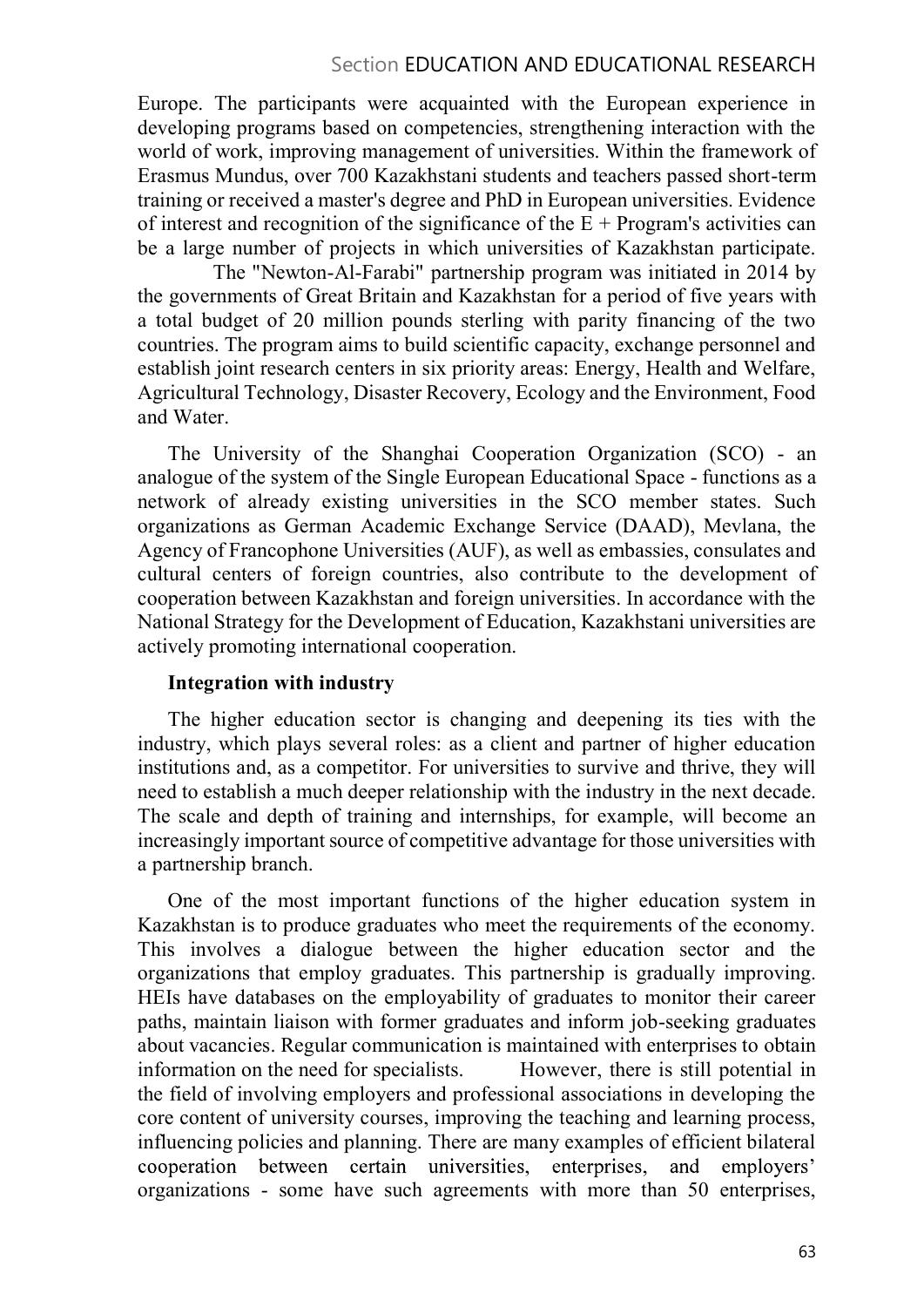Europe. The participants were acquainted with the European experience in developing programs based on competencies, strengthening interaction with the world of work, improving management of universities. Within the framework of Erasmus Mundus, over 700 Kazakhstani students and teachers passed short-term training or received a master's degree and PhD in European universities. Evidence of interest and recognition of the significance of the E + Program's activities can be a large number of projects in which universities of Kazakhstan participate.

The "Newton-Al-Farabi" partnership program was initiated in 2014 by the governments of Great Britain and Kazakhstan for a period of five years with a total budget of 20 million pounds sterling with parity financing of the two countries. The program aims to build scientific capacity, exchange personnel and establish joint research centers in six priority areas: Energy, Health and Welfare, Agricultural Technology, Disaster Recovery, Ecology and the Environment, Food and Water.

The University of the Shanghai Cooperation Organization (SCO) - an analogue of the system of the Single European Educational Space - functions as a network of already existing universities in the SCO member states. Such organizations as German Academic Exchange Service (DAAD), Mevlana, the Agency of Francophone Universities (AUF), as well as embassies, consulates and cultural centers of foreign countries, also contribute to the development of cooperation between Kazakhstan and foreign universities. In accordance with the National Strategy for the Development of Education, Kazakhstani universities are actively promoting international cooperation.

**Integration with industry**

The higher education sector is changing and deepening its ties with the industry, which plays several roles: as a client and partner of higher education institutions and, as a competitor. For universities to survive and thrive, they will need to establish a much deeper relationship with the industry in the next decade. The scale and depth of training and internships, for example, will become an increasingly important source of competitive advantage for those universities with a partnership branch.

One of the most important functions of the higher education system in Kazakhstan is to produce graduates who meet the requirements of the economy. This involves a dialogue between the higher education sector and the organizations that employ graduates. This partnership is gradually improving. HEIs have databases on the employability of graduates to monitor their career paths, maintain liaison with former graduates and inform job-seeking graduates about vacancies. Regular communication is maintained with enterprises to obtain information on the need for specialists. However, there is still potential in the field of involving employers and professional associations in developing the core content of university courses, improving the teaching and learning process, influencing policies and planning. There are many examples of efficient bilateral cooperation between certain universities, enterprises, and employers' organizations - some have such agreements with more than 50 enterprises,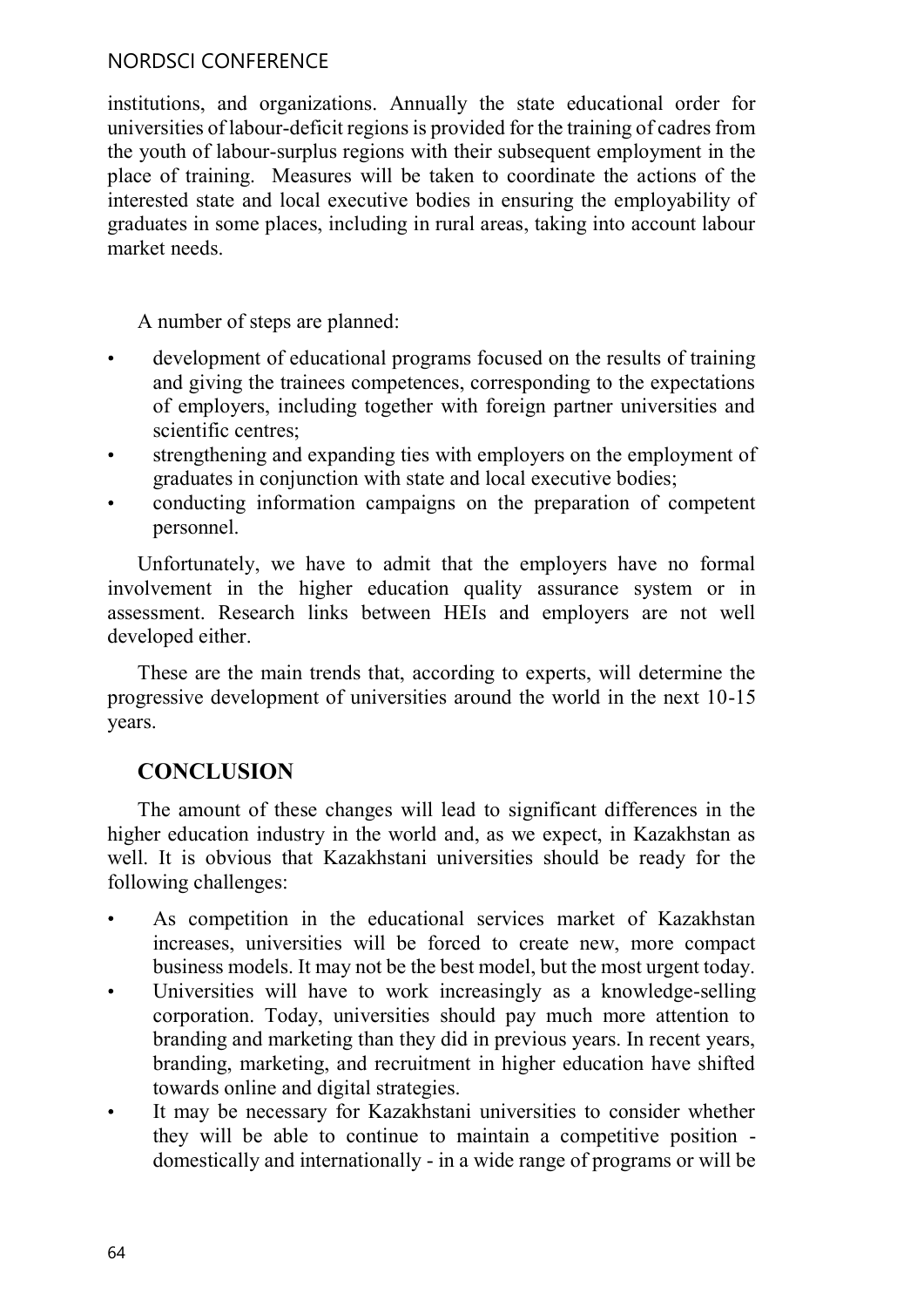institutions, and organizations. Annually the state educational order for universities of labour-deficit regions is provided for the training of cadres from the youth of labour-surplus regions with their subsequent employment in the place of training. Measures will be taken to coordinate the actions of the interested state and local executive bodies in ensuring the employability of graduates in some places, including in rural areas, taking into account labour market needs.

A number of steps are planned:

- development of educational programs focused on the results of training and giving the trainees competences, corresponding to the expectations of employers, including together with foreign partner universities and scientific centres;
- strengthening and expanding ties with employers on the employment of graduates in conjunction with state and local executive bodies;
- conducting information campaigns on the preparation of competent personnel.

Unfortunately, we have to admit that the employers have no formal involvement in the higher education quality assurance system or in assessment. Research links between HEIs and employers are not well developed either.

These are the main trends that, according to experts, will determine the progressive development of universities around the world in the next 10-15 years.

## CONCLUSION

The amount of these changes will lead to significant differences in the higher education industry in the world and, as we expect, in Kazakhstan as well. It is obvious that Kazakhstani universities should be ready for the following challenges:

- As competition in the educational services market of Kazakhstan increases, universities will be forced to create new, more compact business models. It may not be the best model, but the most urgent today.
- Universities will have to work increasingly as a knowledge-selling corporation. Today, universities should pay much more attention to branding and marketing than they did in previous years. In recent years, branding, marketing, and recruitment in higher education have shifted towards online and digital strategies.
- It may be necessary for Kazakhstani universities to consider whether they will be able to continue to maintain a competitive position - domestically and internationally - in a wide range of programs or will be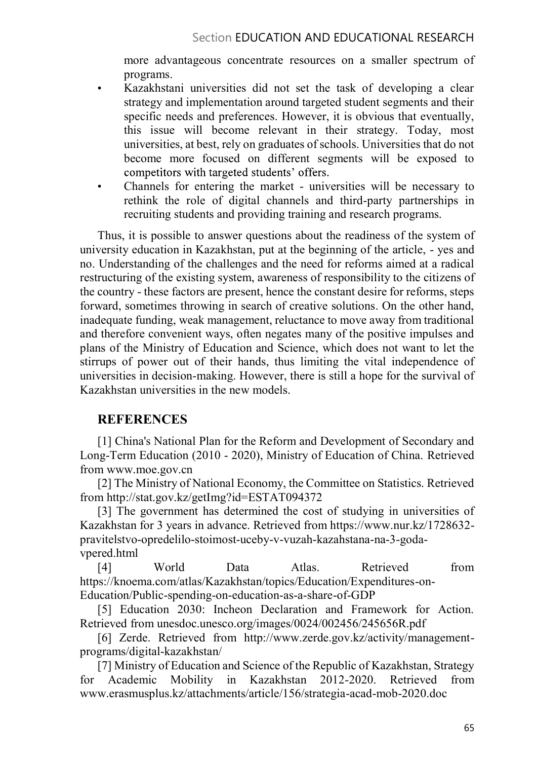more advantageous concentrate resources on a smaller spectrum of programs.

- Kazakhstani universities did not set the task of developing a clear strategy and implementation around targeted student segments and their specific needs and preferences. However, it is obvious that eventually, this issue will become relevant in their strategy. Today, most universities, at best, rely on graduates of schools. Universities that do not become more focused on different segments will be exposed to competitors with targeted students' offers.
- Channels for entering the market - universities will be necessary to rethink the role of digital channels and third-party partnerships in recruiting students and providing training and research programs.

Thus, it is possible to answer questions about the readiness of the system of university education in Kazakhstan, put at the beginning of the article, - yes and no. Understanding of the challenges and the need for reforms aimed at a radical restructuring of the existing system, awareness of responsibility to the citizens of the country - these factors are present, hence the constant desire for reforms, steps forward, sometimes throwing in search of creative solutions. On the other hand, inadequate funding, weak management, reluctance to move away from traditional and therefore convenient ways, often negates many of the positive impulses and plans of the Ministry of Education and Science, which does not want to let the stirrups of power out of their hands, thus limiting the vital independence of universities in decision-making. However, there is still a hope for the survival of Kazakhstan universities in the new models.

## REFERENCES

[1] China's National Plan for the Reform and Development of Secondary and Long-Term Education (2010 - 2020), Ministry of Education of China. Retrieved from www.moe.gov.cn

[2] The Ministry of National Economy, the Committee on Statistics. Retrieved from http://stat.gov.kz/getImg?id=ESTAT094372

[3] The government has determined the cost of studying in universities of Kazakhstan for 3 years in advance. Retrieved from https://www.nur.kz/1728632-pravitelstvo-opredelilo-stoimost-uceby-v-vuzah-kazahstana-na-3-goda-vpered.html

[4] World Data Atlas. Retrieved from https://knoema.com/atlas/Kazakhstan/topics/Education/Expenditures-on-Education/Public-spending-on-education-as-a-share-of-GDP

[5] Education 2030: Incheon Declaration and Framework for Action. Retrieved from unesdoc.unesco.org/images/0024/002456/245656R.pdf

[6] Zerde. Retrieved from http://www.zerde.gov.kz/activity/management-programs/digital-kazakhstan/

[7] Ministry of Education and Science of the Republic of Kazakhstan, Strategy for Academic Mobility in Kazakhstan 2012-2020. Retrieved from www.erasmusplus.kz/attachments/article/156/strategia-acad-mob-2020.doc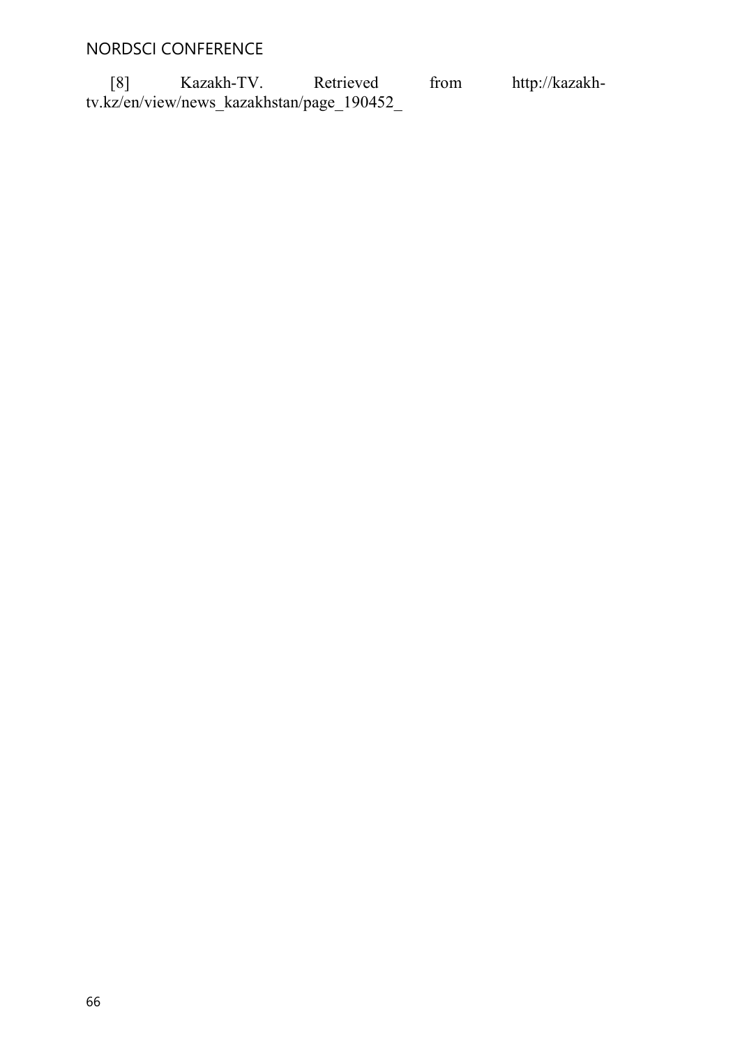[8] Kazakh-TV. Retrieved from http://kazakh-tv.kz/en/view/news_kazakhstan/page_190452_